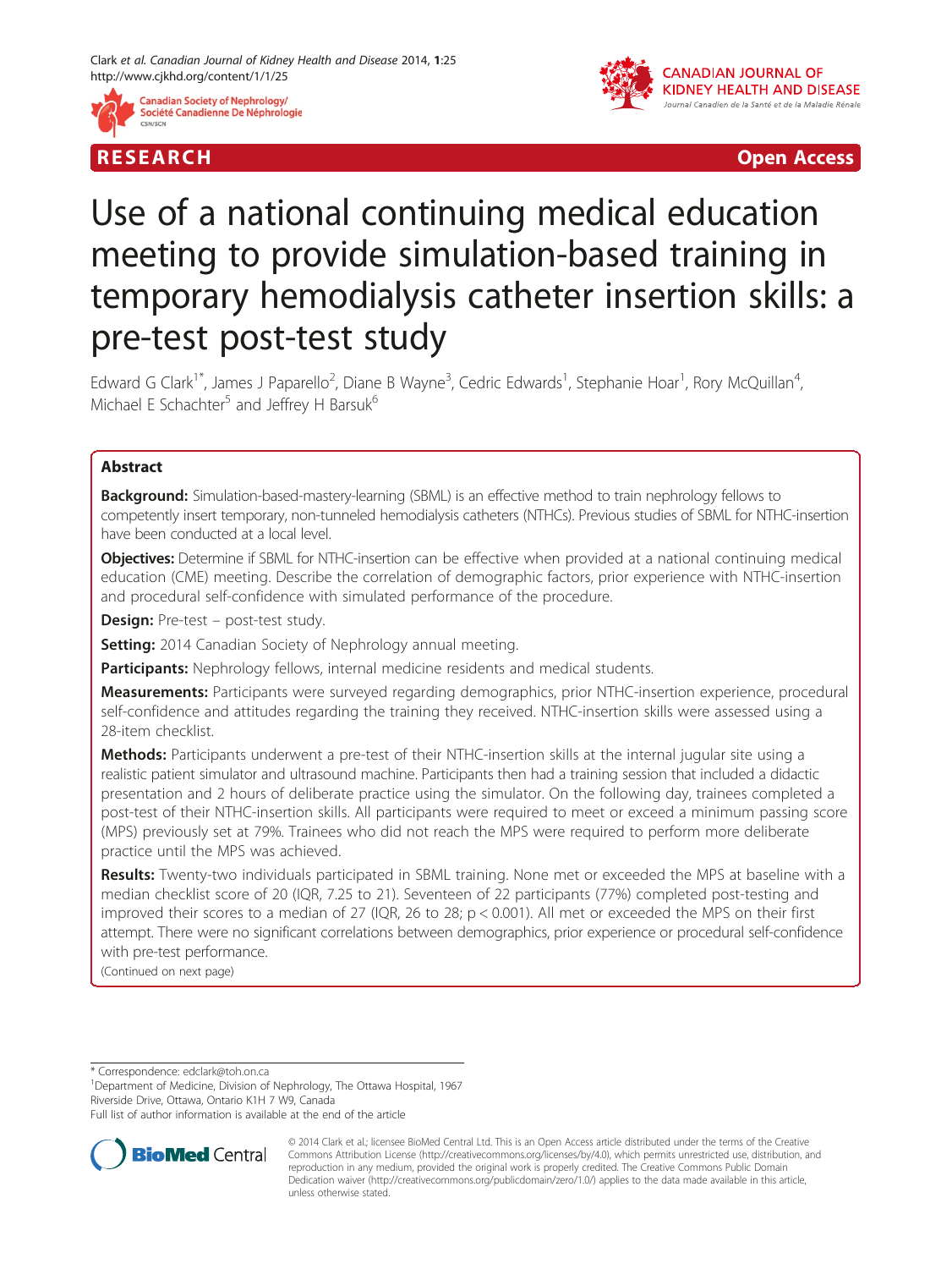RESEARCH Open Access

# Use of a national continuing medical education meeting to provide simulation-based training in temporary hemodialysis catheter insertion skills: a pre-test post-test study

Edward G Clark[1*], James J Paparello[2], Diane B Wayne[3], Cedric Edwards[1], Stephanie Hoar[1], Rory McQuillan[4], Michael E Schachter[5] and Jeffrey H Barsuk[6]

## Abstract

**Background:** Simulation-based-mastery-learning (SBML) is an effective method to train nephrology fellows to competently insert temporary, non-tunneled hemodialysis catheters (NTHCs). Previous studies of SBML for NTHC-insertion have been conducted at a local level.

**Objectives:** Determine if SBML for NTHC-insertion can be effective when provided at a national continuing medical education (CME) meeting. Describe the correlation of demographic factors, prior experience with NTHC-insertion and procedural self-confidence with simulated performance of the procedure.

**Design:** Pre-test – post-test study.

**Setting:** 2014 Canadian Society of Nephrology annual meeting.

**Participants:** Nephrology fellows, internal medicine residents and medical students.

**Measurements:** Participants were surveyed regarding demographics, prior NTHC-insertion experience, procedural self-confidence and attitudes regarding the training they received. NTHC-insertion skills were assessed using a 28-item checklist.

**Methods:** Participants underwent a pre-test of their NTHC-insertion skills at the internal jugular site using a realistic patient simulator and ultrasound machine. Participants then had a training session that included a didactic presentation and 2 hours of deliberate practice using the simulator. On the following day, trainees completed a post-test of their NTHC-insertion skills. All participants were required to meet or exceed a minimum passing score (MPS) previously set at 79%. Trainees who did not reach the MPS were required to perform more deliberate practice until the MPS was achieved.

**Results:** Twenty-two individuals participated in SBML training. None met or exceeded the MPS at baseline with a median checklist score of 20 (IQR, 7.25 to 21). Seventeen of 22 participants (77%) completed post-testing and improved their scores to a median of 27 (IQR, 26 to 28; $p < 0.001$). All met or exceeded the MPS on their first attempt. There were no significant correlations between demographics, prior experience or procedural self-confidence with pre-test performance.

(Continued on next page)

\* Correspondence: edclark@toh.on.ca

[1]Department of Medicine, Division of Nephrology, The Ottawa Hospital, 1967 Riverside Drive, Ottawa, Ontario K1H 7 W9, Canada

Full list of author information is available at the end of the article

© 2014 Clark et al.; licensee BioMed Central Ltd. This is an Open Access article distributed under the terms of the Creative Commons Attribution License (http://creativecommons.org/licenses/by/4.0), which permits unrestricted use, distribution, and reproduction in any medium, provided the original work is properly credited. The Creative Commons Public Domain Dedication waiver (http://creativecommons.org/publicdomain/zero/1.0/) applies to the data made available in this article, unless otherwise stated.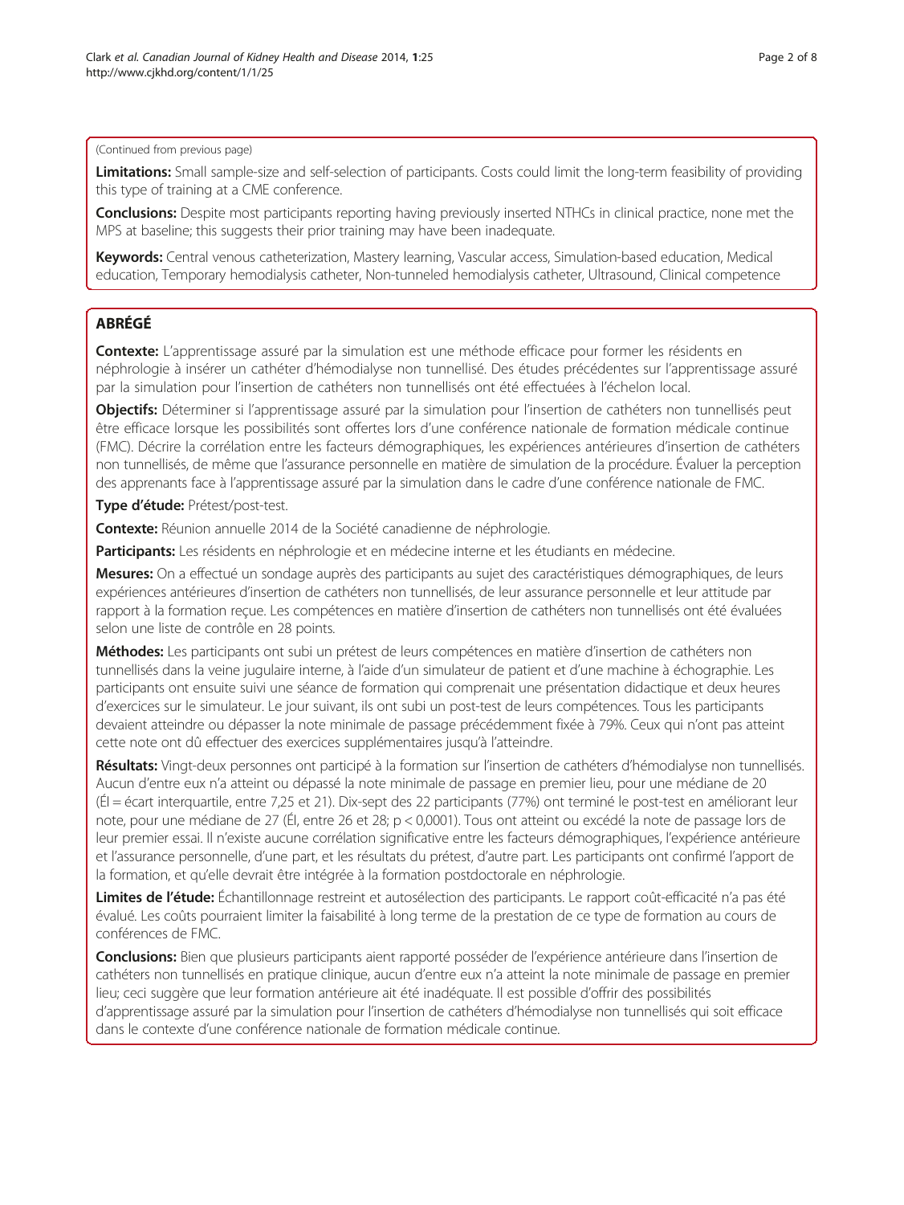(Continued from previous page)

**Limitations:** Small sample-size and self-selection of participants. Costs could limit the long-term feasibility of providing this type of training at a CME conference.

**Conclusions:** Despite most participants reporting having previously inserted NTHCs in clinical practice, none met the MPS at baseline; this suggests their prior training may have been inadequate.

**Keywords:** Central venous catheterization, Mastery learning, Vascular access, Simulation-based education, Medical education, Temporary hemodialysis catheter, Non-tunneled hemodialysis catheter, Ultrasound, Clinical competence

## ABRÉGÉ

**Contexte:** L'apprentissage assuré par la simulation est une méthode efficace pour former les résidents en néphrologie à insérer un cathéter d'hémodialyse non tunnellisé. Des études précédentes sur l'apprentissage assuré par la simulation pour l'insertion de cathéters non tunnellisés ont été effectuées à l'échelon local.

**Objectifs:** Déterminer si l'apprentissage assuré par la simulation pour l'insertion de cathéters non tunnellisés peut être efficace lorsque les possibilités sont offertes lors d'une conférence nationale de formation médicale continue (FMC). Décrire la corrélation entre les facteurs démographiques, les expériences antérieures d'insertion de cathéters non tunnellisés, de même que l'assurance personnelle en matière de simulation de la procédure. Évaluer la perception des apprenants face à l'apprentissage assuré par la simulation dans le cadre d'une conférence nationale de FMC.

**Type d'étude:** Prétest/post-test.

**Contexte:** Réunion annuelle 2014 de la Société canadienne de néphrologie.

**Participants:** Les résidents en néphrologie et en médecine interne et les étudiants en médecine.

**Mesures:** On a effectué un sondage auprès des participants au sujet des caractéristiques démographiques, de leurs expériences antérieures d'insertion de cathéters non tunnellisés, de leur assurance personnelle et leur attitude par rapport à la formation reçue. Les compétences en matière d'insertion de cathéters non tunnellisés ont été évaluées selon une liste de contrôle en 28 points.

**Méthodes:** Les participants ont subi un prétest de leurs compétences en matière d'insertion de cathéters non tunnellisés dans la veine jugulaire interne, à l'aide d'un simulateur de patient et d'une machine à échographie. Les participants ont ensuite suivi une séance de formation qui comprenait une présentation didactique et deux heures d'exercices sur le simulateur. Le jour suivant, ils ont subi un post-test de leurs compétences. Tous les participants devaient atteindre ou dépasser la note minimale de passage précédemment fixée à 79%. Ceux qui n'ont pas atteint cette note ont dû effectuer des exercices supplémentaires jusqu'à l'atteindre.

**Résultats:** Vingt-deux personnes ont participé à la formation sur l'insertion de cathéters d'hémodialyse non tunnellisés. Aucun d'entre eux n'a atteint ou dépassé la note minimale de passage en premier lieu, pour une médiane de 20 (ÉI = écart interquartile, entre 7,25 et 21). Dix-sept des 22 participants (77%) ont terminé le post-test en améliorant leur note, pour une médiane de 27 (ÉI, entre 26 et 28; $p < 0{,}0001$). Tous ont atteint ou excédé la note de passage lors de leur premier essai. Il n'existe aucune corrélation significative entre les facteurs démographiques, l'expérience antérieure et l'assurance personnelle, d'une part, et les résultats du prétest, d'autre part. Les participants ont confirmé l'apport de la formation, et qu'elle devrait être intégrée à la formation postdoctorale en néphrologie.

**Limites de l'étude:** Échantillonnage restreint et autosélection des participants. Le rapport coût-efficacité n'a pas été évalué. Les coûts pourraient limiter la faisabilité à long terme de la prestation de ce type de formation au cours de conférences de FMC.

**Conclusions:** Bien que plusieurs participants aient rapporté posséder de l'expérience antérieure dans l'insertion de cathéters non tunnellisés en pratique clinique, aucun d'entre eux n'a atteint la note minimale de passage en premier lieu; ceci suggère que leur formation antérieure ait été inadéquate. Il est possible d'offrir des possibilités d'apprentissage assuré par la simulation pour l'insertion de cathéters d'hémodialyse non tunnellisés qui soit efficace dans le contexte d'une conférence nationale de formation médicale continue.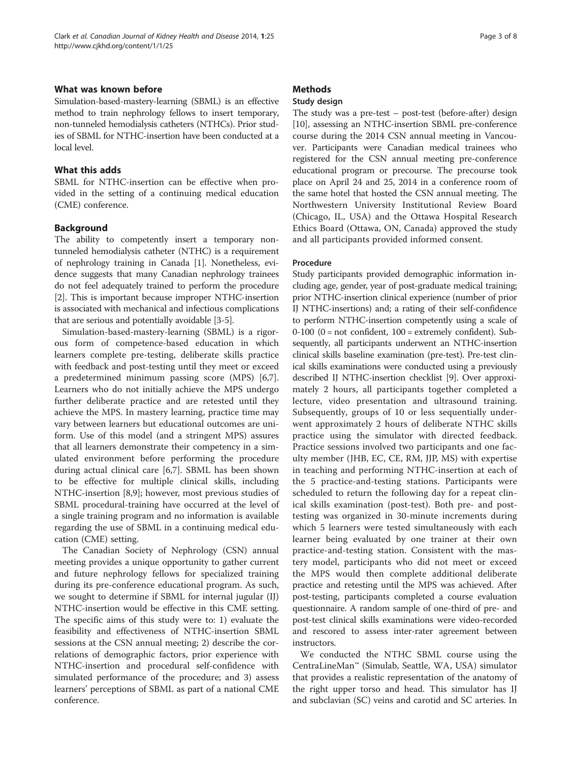## What was known before

Simulation-based-mastery-learning (SBML) is an effective method to train nephrology fellows to insert temporary, non-tunneled hemodialysis catheters (NTHCs). Prior studies of SBML for NTHC-insertion have been conducted at a local level.

## What this adds

SBML for NTHC-insertion can be effective when provided in the setting of a continuing medical education (CME) conference.

## Background

The ability to competently insert a temporary non-tunneled hemodialysis catheter (NTHC) is a requirement of nephrology training in Canada [1]. Nonetheless, evidence suggests that many Canadian nephrology trainees do not feel adequately trained to perform the procedure [2]. This is important because improper NTHC-insertion is associated with mechanical and infectious complications that are serious and potentially avoidable [3-5].

Simulation-based-mastery-learning (SBML) is a rigorous form of competence-based education in which learners complete pre-testing, deliberate skills practice with feedback and post-testing until they meet or exceed a predetermined minimum passing score (MPS) [6,7]. Learners who do not initially achieve the MPS undergo further deliberate practice and are retested until they achieve the MPS. In mastery learning, practice time may vary between learners but educational outcomes are uniform. Use of this model (and a stringent MPS) assures that all learners demonstrate their competency in a simulated environment before performing the procedure during actual clinical care [6,7]. SBML has been shown to be effective for multiple clinical skills, including NTHC-insertion [8,9]; however, most previous studies of SBML procedural-training have occurred at the level of a single training program and no information is available regarding the use of SBML in a continuing medical education (CME) setting.

The Canadian Society of Nephrology (CSN) annual meeting provides a unique opportunity to gather current and future nephrology fellows for specialized training during its pre-conference educational program. As such, we sought to determine if SBML for internal jugular (IJ) NTHC-insertion would be effective in this CME setting. The specific aims of this study were to: 1) evaluate the feasibility and effectiveness of NTHC-insertion SBML sessions at the CSN annual meeting; 2) describe the correlations of demographic factors, prior experience with NTHC-insertion and procedural self-confidence with simulated performance of the procedure; and 3) assess learners' perceptions of SBML as part of a national CME conference.

## Methods

### Study design

The study was a pre-test – post-test (before-after) design [10], assessing an NTHC-insertion SBML pre-conference course during the 2014 CSN annual meeting in Vancouver. Participants were Canadian medical trainees who registered for the CSN annual meeting pre-conference educational program or precourse. The precourse took place on April 24 and 25, 2014 in a conference room of the same hotel that hosted the CSN annual meeting. The Northwestern University Institutional Review Board (Chicago, IL, USA) and the Ottawa Hospital Research Ethics Board (Ottawa, ON, Canada) approved the study and all participants provided informed consent.

### Procedure

Study participants provided demographic information including age, gender, year of post-graduate medical training; prior NTHC-insertion clinical experience (number of prior IJ NTHC-insertions) and; a rating of their self-confidence to perform NTHC-insertion competently using a scale of 0-100 (0 = not confident, 100 = extremely confident). Subsequently, all participants underwent an NTHC-insertion clinical skills baseline examination (pre-test). Pre-test clinical skills examinations were conducted using a previously described IJ NTHC-insertion checklist [9]. Over approximately 2 hours, all participants together completed a lecture, video presentation and ultrasound training. Subsequently, groups of 10 or less sequentially underwent approximately 2 hours of deliberate NTHC skills practice using the simulator with directed feedback. Practice sessions involved two participants and one faculty member (JHB, EC, CE, RM, JJP, MS) with expertise in teaching and performing NTHC-insertion at each of the 5 practice-and-testing stations. Participants were scheduled to return the following day for a repeat clinical skills examination (post-test). Both pre- and post-testing was organized in 30-minute increments during which 5 learners were tested simultaneously with each learner being evaluated by one trainer at their own practice-and-testing station. Consistent with the mastery model, participants who did not meet or exceed the MPS would then complete additional deliberate practice and retesting until the MPS was achieved. After post-testing, participants completed a course evaluation questionnaire. A random sample of one-third of pre- and post-test clinical skills examinations were video-recorded and rescored to assess inter-rater agreement between instructors.

We conducted the NTHC SBML course using the CentraLineMan™ (Simulab, Seattle, WA, USA) simulator that provides a realistic representation of the anatomy of the right upper torso and head. This simulator has IJ and subclavian (SC) veins and carotid and SC arteries. In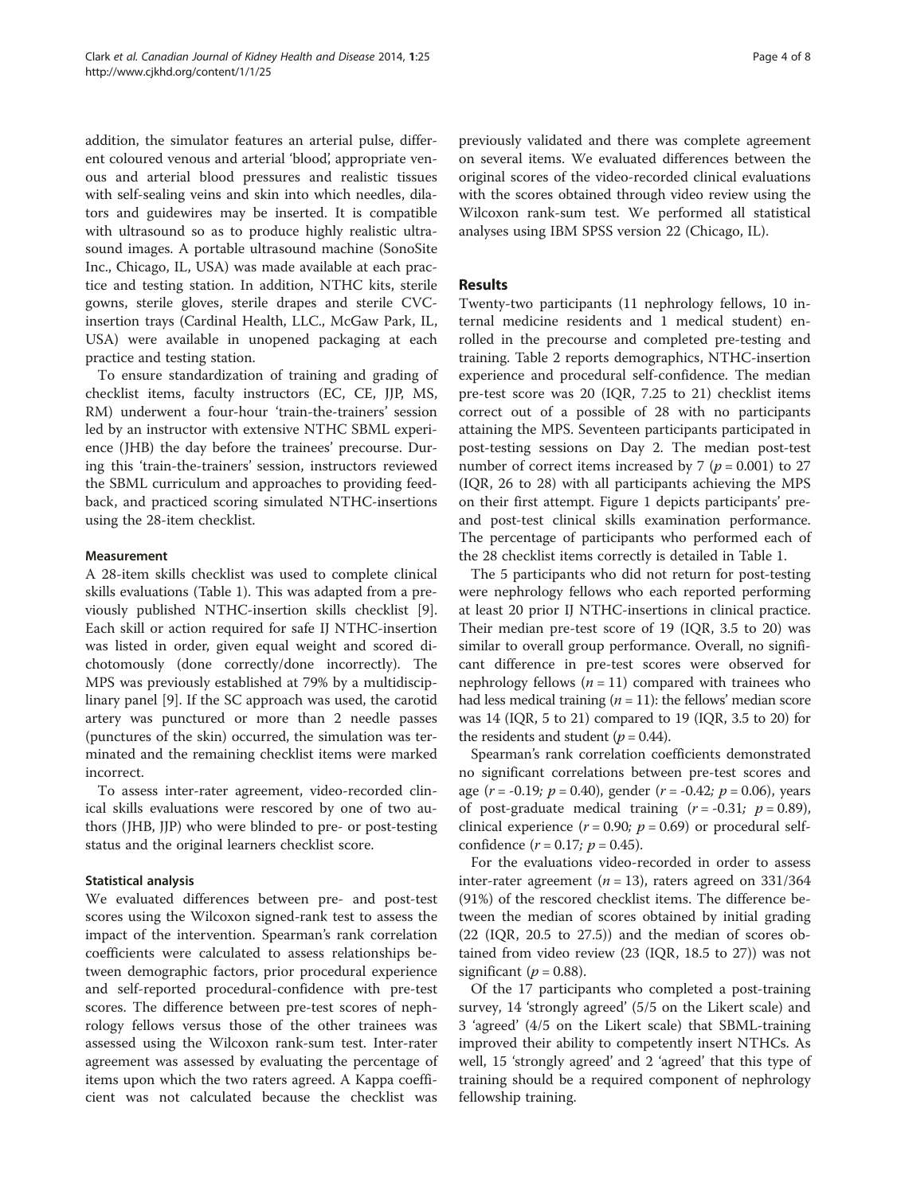addition, the simulator features an arterial pulse, different coloured venous and arterial 'blood', appropriate venous and arterial blood pressures and realistic tissues with self-sealing veins and skin into which needles, dilators and guidewires may be inserted. It is compatible with ultrasound so as to produce highly realistic ultrasound images. A portable ultrasound machine (SonoSite Inc., Chicago, IL, USA) was made available at each practice and testing station. In addition, NTHC kits, sterile gowns, sterile gloves, sterile drapes and sterile CVC-insertion trays (Cardinal Health, LLC., McGaw Park, IL, USA) were available in unopened packaging at each practice and testing station.

To ensure standardization of training and grading of checklist items, faculty instructors (EC, CE, JJP, MS, RM) underwent a four-hour 'train-the-trainers' session led by an instructor with extensive NTHC SBML experience (JHB) the day before the trainees' precourse. During this 'train-the-trainers' session, instructors reviewed the SBML curriculum and approaches to providing feedback, and practiced scoring simulated NTHC-insertions using the 28-item checklist.

### Measurement

A 28-item skills checklist was used to complete clinical skills evaluations (Table 1). This was adapted from a previously published NTHC-insertion skills checklist [9]. Each skill or action required for safe IJ NTHC-insertion was listed in order, given equal weight and scored dichotomously (done correctly/done incorrectly). The MPS was previously established at 79% by a multidisciplinary panel [9]. If the SC approach was used, the carotid artery was punctured or more than 2 needle passes (punctures of the skin) occurred, the simulation was terminated and the remaining checklist items were marked incorrect.

To assess inter-rater agreement, video-recorded clinical skills evaluations were rescored by one of two authors (JHB, JJP) who were blinded to pre- or post-testing status and the original learners checklist score.

### Statistical analysis

We evaluated differences between pre- and post-test scores using the Wilcoxon signed-rank test to assess the impact of the intervention. Spearman's rank correlation coefficients were calculated to assess relationships between demographic factors, prior procedural experience and self-reported procedural-confidence with pre-test scores. The difference between pre-test scores of nephrology fellows versus those of the other trainees was assessed using the Wilcoxon rank-sum test. Inter-rater agreement was assessed by evaluating the percentage of items upon which the two raters agreed. A Kappa coefficient was not calculated because the checklist was previously validated and there was complete agreement on several items. We evaluated differences between the original scores of the video-recorded clinical evaluations with the scores obtained through video review using the Wilcoxon rank-sum test. We performed all statistical analyses using IBM SPSS version 22 (Chicago, IL).

## Results

Twenty-two participants (11 nephrology fellows, 10 internal medicine residents and 1 medical student) enrolled in the precourse and completed pre-testing and training. Table 2 reports demographics, NTHC-insertion experience and procedural self-confidence. The median pre-test score was 20 (IQR, 7.25 to 21) checklist items correct out of a possible of 28 with no participants attaining the MPS. Seventeen participants participated in post-testing sessions on Day 2. The median post-test number of correct items increased by 7 ($p = 0.001$) to 27 (IQR, 26 to 28) with all participants achieving the MPS on their first attempt. Figure 1 depicts participants' pre- and post-test clinical skills examination performance. The percentage of participants who performed each of the 28 checklist items correctly is detailed in Table 1.

The 5 participants who did not return for post-testing were nephrology fellows who each reported performing at least 20 prior IJ NTHC-insertions in clinical practice. Their median pre-test score of 19 (IQR, 3.5 to 20) was similar to overall group performance. Overall, no significant difference in pre-test scores were observed for nephrology fellows ($n = 11$) compared with trainees who had less medical training ($n = 11$): the fellows' median score was 14 (IQR, 5 to 21) compared to 19 (IQR, 3.5 to 20) for the residents and student ($p = 0.44$).

Spearman's rank correlation coefficients demonstrated no significant correlations between pre-test scores and age ($r = -0.19$; $p = 0.40$), gender ($r = -0.42$; $p = 0.06$), years of post-graduate medical training ($r = -0.31$; $p = 0.89$), clinical experience ($r = 0.90$; $p = 0.69$) or procedural self-confidence ($r = 0.17$; $p = 0.45$).

For the evaluations video-recorded in order to assess inter-rater agreement ($n = 13$), raters agreed on 331/364 (91%) of the rescored checklist items. The difference between the median of scores obtained by initial grading (22 (IQR, 20.5 to 27.5)) and the median of scores obtained from video review (23 (IQR, 18.5 to 27)) was not significant ($p = 0.88$).

Of the 17 participants who completed a post-training survey, 14 'strongly agreed' (5/5 on the Likert scale) and 3 'agreed' (4/5 on the Likert scale) that SBML-training improved their ability to competently insert NTHCs. As well, 15 'strongly agreed' and 2 'agreed' that this type of training should be a required component of nephrology fellowship training.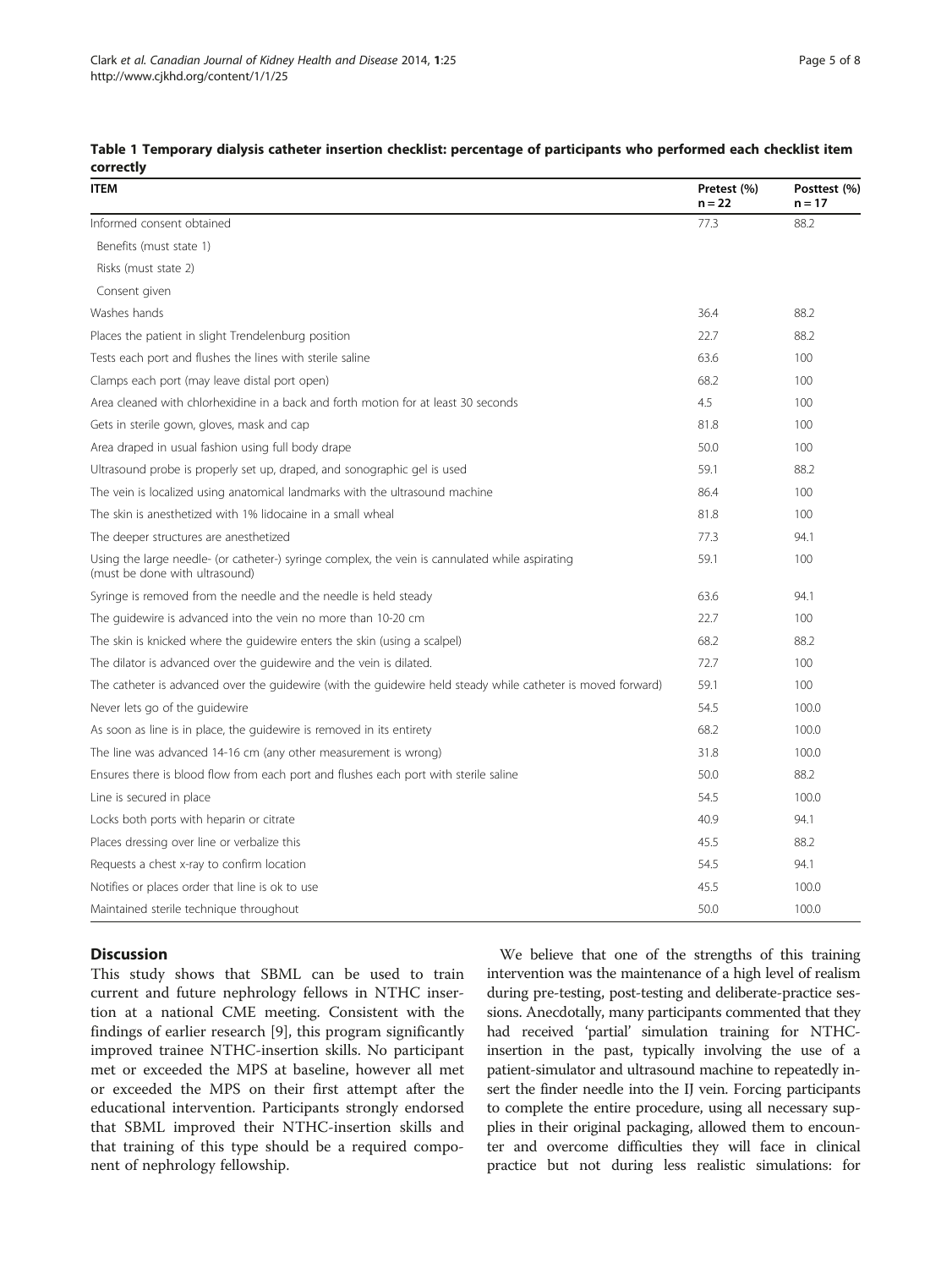**Table 1 Temporary dialysis catheter insertion checklist: percentage of participants who performed each checklist item correctly**

| ITEM | Pretest (%) n = 22 | Posttest (%) n = 17 |
|---|---|---|
| Informed consent obtained | 77.3 | 88.2 |
| Benefits (must state 1) | | |
| Risks (must state 2) | | |
| Consent given | | |
| Washes hands | 36.4 | 88.2 |
| Places the patient in slight Trendelenburg position | 22.7 | 88.2 |
| Tests each port and flushes the lines with sterile saline | 63.6 | 100 |
| Clamps each port (may leave distal port open) | 68.2 | 100 |
| Area cleaned with chlorhexidine in a back and forth motion for at least 30 seconds | 4.5 | 100 |
| Gets in sterile gown, gloves, mask and cap | 81.8 | 100 |
| Area draped in usual fashion using full body drape | 50.0 | 100 |
| Ultrasound probe is properly set up, draped, and sonographic gel is used | 59.1 | 88.2 |
| The vein is localized using anatomical landmarks with the ultrasound machine | 86.4 | 100 |
| The skin is anesthetized with 1% lidocaine in a small wheal | 81.8 | 100 |
| The deeper structures are anesthetized | 77.3 | 94.1 |
| Using the large needle- (or catheter-) syringe complex, the vein is cannulated while aspirating (must be done with ultrasound) | 59.1 | 100 |
| Syringe is removed from the needle and the needle is held steady | 63.6 | 94.1 |
| The guidewire is advanced into the vein no more than 10-20 cm | 22.7 | 100 |
| The skin is knicked where the guidewire enters the skin (using a scalpel) | 68.2 | 88.2 |
| The dilator is advanced over the guidewire and the vein is dilated. | 72.7 | 100 |
| The catheter is advanced over the guidewire (with the guidewire held steady while catheter is moved forward) | 59.1 | 100 |
| Never lets go of the guidewire | 54.5 | 100.0 |
| As soon as line is in place, the guidewire is removed in its entirety | 68.2 | 100.0 |
| The line was advanced 14-16 cm (any other measurement is wrong) | 31.8 | 100.0 |
| Ensures there is blood flow from each port and flushes each port with sterile saline | 50.0 | 88.2 |
| Line is secured in place | 54.5 | 100.0 |
| Locks both ports with heparin or citrate | 40.9 | 94.1 |
| Places dressing over line or verbalize this | 45.5 | 88.2 |
| Requests a chest x-ray to confirm location | 54.5 | 94.1 |
| Notifies or places order that line is ok to use | 45.5 | 100.0 |
| Maintained sterile technique throughout | 50.0 | 100.0 |

## Discussion

This study shows that SBML can be used to train current and future nephrology fellows in NTHC insertion at a national CME meeting. Consistent with the findings of earlier research [9], this program significantly improved trainee NTHC-insertion skills. No participant met or exceeded the MPS at baseline, however all met or exceeded the MPS on their first attempt after the educational intervention. Participants strongly endorsed that SBML improved their NTHC-insertion skills and that training of this type should be a required component of nephrology fellowship.

We believe that one of the strengths of this training intervention was the maintenance of a high level of realism during pre-testing, post-testing and deliberate-practice sessions. Anecdotally, many participants commented that they had received 'partial' simulation training for NTHC-insertion in the past, typically involving the use of a patient-simulator and ultrasound machine to repeatedly insert the finder needle into the IJ vein. Forcing participants to complete the entire procedure, using all necessary supplies in their original packaging, allowed them to encounter and overcome difficulties they will face in clinical practice but not during less realistic simulations: for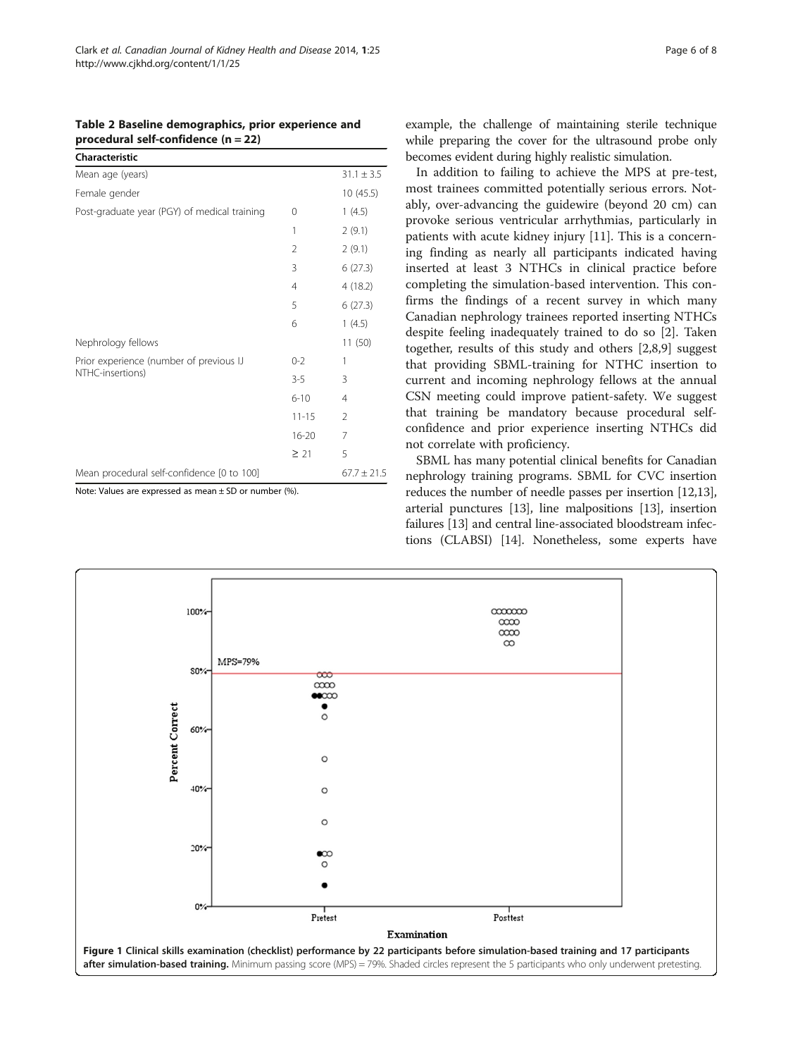**Table 2 Baseline demographics, prior experience and procedural self-confidence (n = 22)**

| Characteristic | | |
|---|---|---|
| Mean age (years) | | 31.1 ± 3.5 |
| Female gender | | 10 (45.5) |
| Post-graduate year (PGY) of medical training | 0 | 1 (4.5) |
| | 1 | 2 (9.1) |
| | 2 | 2 (9.1) |
| | 3 | 6 (27.3) |
| | 4 | 4 (18.2) |
| | 5 | 6 (27.3) |
| | 6 | 1 (4.5) |
| Nephrology fellows | | 11 (50) |
| Prior experience (number of previous IJ NTHC-insertions) | 0-2 | 1 |
| | 3-5 | 3 |
| | 6-10 | 4 |
| | 11-15 | 2 |
| | 16-20 | 7 |
| | ≥ 21 | 5 |
| Mean procedural self-confidence [0 to 100] | | 67.7 ± 21.5 |

Note: Values are expressed as mean ± SD or number (%).

example, the challenge of maintaining sterile technique while preparing the cover for the ultrasound probe only becomes evident during highly realistic simulation.

In addition to failing to achieve the MPS at pre-test, most trainees committed potentially serious errors. Notably, over-advancing the guidewire (beyond 20 cm) can provoke serious ventricular arrhythmias, particularly in patients with acute kidney injury [11]. This is a concerning finding as nearly all participants indicated having inserted at least 3 NTHCs in clinical practice before completing the simulation-based intervention. This confirms the findings of a recent survey in which many Canadian nephrology trainees reported inserting NTHCs despite feeling inadequately trained to do so [2]. Taken together, results of this study and others [2,8,9] suggest that providing SBML-training for NTHC insertion to current and incoming nephrology fellows at the annual CSN meeting could improve patient-safety. We suggest that training be mandatory because procedural self-confidence and prior experience inserting NTHCs did not correlate with proficiency.

SBML has many potential clinical benefits for Canadian nephrology training programs. SBML for CVC insertion reduces the number of needle passes per insertion [12,13], arterial punctures [13], line malpositions [13], insertion failures [13] and central line-associated bloodstream infections (CLABSI) [14]. Nonetheless, some experts have

**Figure 1 Clinical skills examination (checklist) performance by 22 participants before simulation-based training and 17 participants after simulation-based training.** Minimum passing score (MPS) = 79%. Shaded circles represent the 5 participants who only underwent pretesting.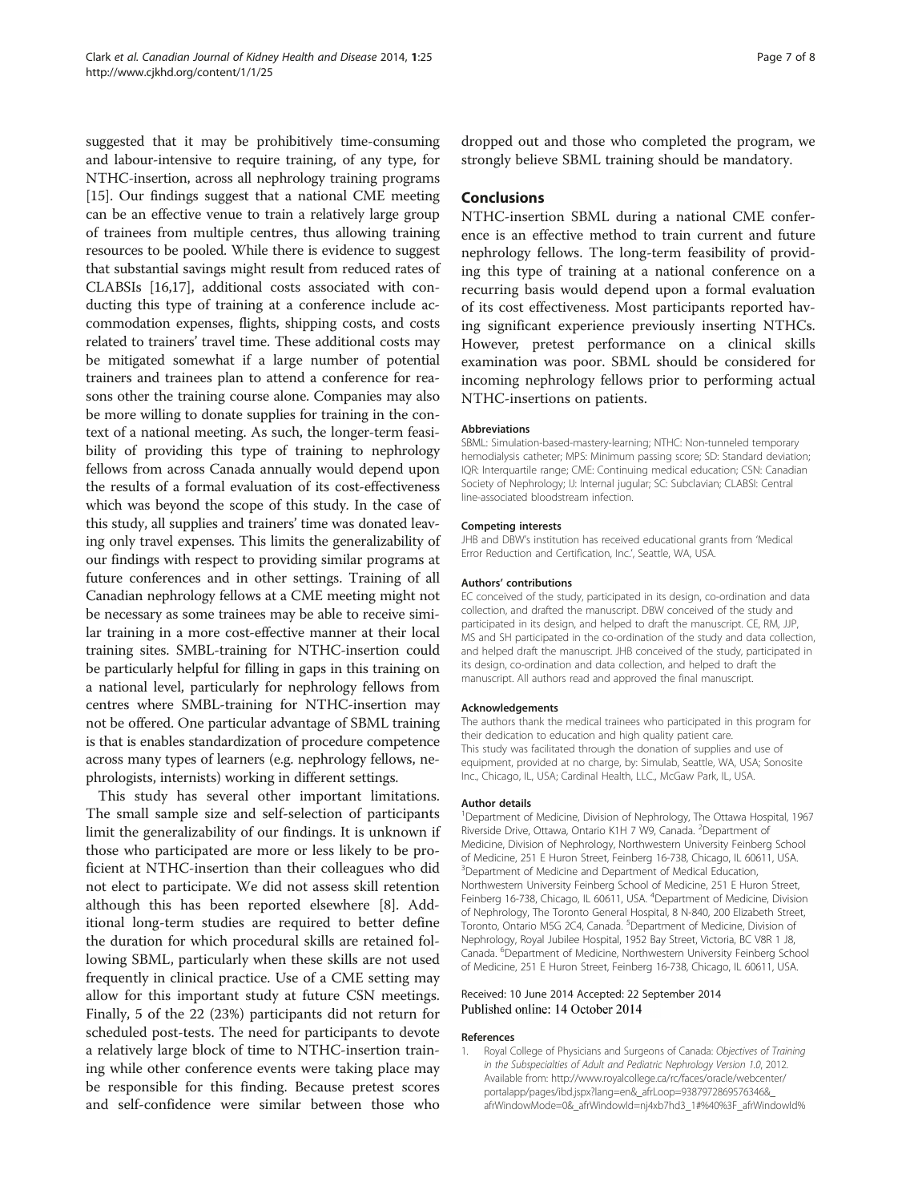suggested that it may be prohibitively time-consuming and labour-intensive to require training, of any type, for NTHC-insertion, across all nephrology training programs [15]. Our findings suggest that a national CME meeting can be an effective venue to train a relatively large group of trainees from multiple centres, thus allowing training resources to be pooled. While there is evidence to suggest that substantial savings might result from reduced rates of CLABSIs [16,17], additional costs associated with conducting this type of training at a conference include accommodation expenses, flights, shipping costs, and costs related to trainers' travel time. These additional costs may be mitigated somewhat if a large number of potential trainers and trainees plan to attend a conference for reasons other the training course alone. Companies may also be more willing to donate supplies for training in the context of a national meeting. As such, the longer-term feasibility of providing this type of training to nephrology fellows from across Canada annually would depend upon the results of a formal evaluation of its cost-effectiveness which was beyond the scope of this study. In the case of this study, all supplies and trainers' time was donated leaving only travel expenses. This limits the generalizability of our findings with respect to providing similar programs at future conferences and in other settings. Training of all Canadian nephrology fellows at a CME meeting might not be necessary as some trainees may be able to receive similar training in a more cost-effective manner at their local training sites. SMBL-training for NTHC-insertion could be particularly helpful for filling in gaps in this training on a national level, particularly for nephrology fellows from centres where SMBL-training for NTHC-insertion may not be offered. One particular advantage of SBML training is that is enables standardization of procedure competence across many types of learners (e.g. nephrology fellows, nephrologists, internists) working in different settings.

This study has several other important limitations. The small sample size and self-selection of participants limit the generalizability of our findings. It is unknown if those who participated are more or less likely to be proficient at NTHC-insertion than their colleagues who did not elect to participate. We did not assess skill retention although this has been reported elsewhere [8]. Additional long-term studies are required to better define the duration for which procedural skills are retained following SBML, particularly when these skills are not used frequently in clinical practice. Use of a CME setting may allow for this important study at future CSN meetings. Finally, 5 of the 22 (23%) participants did not return for scheduled post-tests. The need for participants to devote a relatively large block of time to NTHC-insertion training while other conference events were taking place may be responsible for this finding. Because pretest scores and self-confidence were similar between those who dropped out and those who completed the program, we strongly believe SBML training should be mandatory.

## Conclusions

NTHC-insertion SBML during a national CME conference is an effective method to train current and future nephrology fellows. The long-term feasibility of providing this type of training at a national conference on a recurring basis would depend upon a formal evaluation of its cost effectiveness. Most participants reported having significant experience previously inserting NTHCs. However, pretest performance on a clinical skills examination was poor. SBML should be considered for incoming nephrology fellows prior to performing actual NTHC-insertions on patients.

#### Abbreviations

SBML: Simulation-based-mastery-learning; NTHC: Non-tunneled temporary hemodialysis catheter; MPS: Minimum passing score; SD: Standard deviation; IQR: Interquartile range; CME: Continuing medical education; CSN: Canadian Society of Nephrology; IJ: Internal jugular; SC: Subclavian; CLABSI: Central line-associated bloodstream infection.

#### Competing interests

JHB and DBW's institution has received educational grants from 'Medical Error Reduction and Certification, Inc.', Seattle, WA, USA.

#### Authors' contributions

EC conceived of the study, participated in its design, co-ordination and data collection, and drafted the manuscript. DBW conceived of the study and participated in its design, and helped to draft the manuscript. CE, RM, JJP, MS and SH participated in the co-ordination of the study and data collection, and helped draft the manuscript. JHB conceived of the study, participated in its design, co-ordination and data collection, and helped to draft the manuscript. All authors read and approved the final manuscript.

#### Acknowledgements

The authors thank the medical trainees who participated in this program for their dedication to education and high quality patient care.
This study was facilitated through the donation of supplies and use of equipment, provided at no charge, by: Simulab, Seattle, WA, USA; Sonosite Inc., Chicago, IL, USA; Cardinal Health, LLC., McGaw Park, IL, USA.

#### Author details

[1]Department of Medicine, Division of Nephrology, The Ottawa Hospital, 1967 Riverside Drive, Ottawa, Ontario K1H 7 W9, Canada. [2]Department of Medicine, Division of Nephrology, Northwestern University Feinberg School of Medicine, 251 E Huron Street, Feinberg 16-738, Chicago, IL 60611, USA. [3]Department of Medicine and Department of Medical Education, Northwestern University Feinberg School of Medicine, 251 E Huron Street, Feinberg 16-738, Chicago, IL 60611, USA. [4]Department of Medicine, Division of Nephrology, The Toronto General Hospital, 8 N-840, 200 Elizabeth Street, Toronto, Ontario M5G 2C4, Canada. [5]Department of Medicine, Division of Nephrology, Royal Jubilee Hospital, 1952 Bay Street, Victoria, BC V8R 1 J8, Canada. [6]Department of Medicine, Northwestern University Feinberg School of Medicine, 251 E Huron Street, Feinberg 16-738, Chicago, IL 60611, USA.

Received: 10 June 2014 Accepted: 22 September 2014
Published online: 14 October 2014

#### References

1. Royal College of Physicians and Surgeons of Canada: *Objectives of Training in the Subspecialties of Adult and Pediatric Nephrology Version 1.0*, 2012. Available from: http://www.royalcollege.ca/rc/faces/oracle/webcenter/portalapp/pages/ibd.jspx?lang=en&_afrLoop=9387972869576346&_afrWindowMode=0&_afrWindowId=nj4xb7hd3_1#%40%3F_afrWindowId%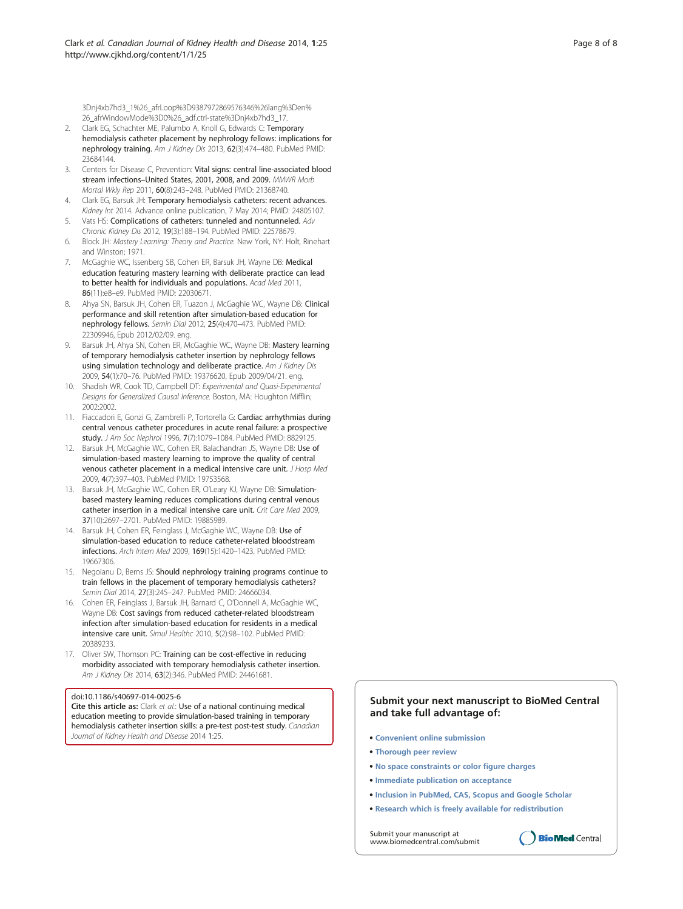3Dnj4xb7hd3_1%26_afrLoop%3D9387972869576346%26lang%3Den%26_afrWindowMode%3D0%26_adf.ctrl-state%3Dnj4xb7hd3_17.

2. Clark EG, Schachter ME, Palumbo A, Knoll G, Edwards C: **Temporary hemodialysis catheter placement by nephrology fellows: implications for nephrology training.** *Am J Kidney Dis* 2013, **62**(3):474–480. PubMed PMID: 23684144.
3. Centers for Disease C, Prevention: **Vital signs: central line-associated blood stream infections–United States, 2001, 2008, and 2009.** *MMWR Morb Mortal Wkly Rep* 2011, **60**(8):243–248. PubMed PMID: 21368740.
4. Clark EG, Barsuk JH: **Temporary hemodialysis catheters: recent advances.** *Kidney Int* 2014. Advance online publication, 7 May 2014; PMID: 24805107.
5. Vats HS: **Complications of catheters: tunneled and nontunneled.** *Adv Chronic Kidney Dis* 2012, **19**(3):188–194. PubMed PMID: 22578679.
6. Block JH: *Mastery Learning: Theory and Practice.* New York, NY: Holt, Rinehart and Winston; 1971.
7. McGaghie WC, Issenberg SB, Cohen ER, Barsuk JH, Wayne DB: **Medical education featuring mastery learning with deliberate practice can lead to better health for individuals and populations.** *Acad Med* 2011, **86**(11):e8–e9. PubMed PMID: 22030671.
8. Ahya SN, Barsuk JH, Cohen ER, Tuazon J, McGaghie WC, Wayne DB: **Clinical performance and skill retention after simulation-based education for nephrology fellows.** *Semin Dial* 2012, **25**(4):470–473. PubMed PMID: 22309946, Epub 2012/02/09. eng.
9. Barsuk JH, Ahya SN, Cohen ER, McGaghie WC, Wayne DB: **Mastery learning of temporary hemodialysis catheter insertion by nephrology fellows using simulation technology and deliberate practice.** *Am J Kidney Dis* 2009, **54**(1):70–76. PubMed PMID: 19376620, Epub 2009/04/21. eng.
10. Shadish WR, Cook TD, Campbell DT: *Experimental and Quasi-Experimental Designs for Generalized Causal Inference.* Boston, MA: Houghton Mifflin; 2002:2002.
11. Fiaccadori E, Gonzi G, Zambrelli P, Tortorella G: **Cardiac arrhythmias during central venous catheter procedures in acute renal failure: a prospective study.** *J Am Soc Nephrol* 1996, **7**(7):1079–1084. PubMed PMID: 8829125.
12. Barsuk JH, McGaghie WC, Cohen ER, Balachandran JS, Wayne DB: **Use of simulation-based mastery learning to improve the quality of central venous catheter placement in a medical intensive care unit.** *J Hosp Med* 2009, **4**(7):397–403. PubMed PMID: 19753568.
13. Barsuk JH, McGaghie WC, Cohen ER, O'Leary KJ, Wayne DB: **Simulation-based mastery learning reduces complications during central venous catheter insertion in a medical intensive care unit.** *Crit Care Med* 2009, **37**(10):2697–2701. PubMed PMID: 19885989.
14. Barsuk JH, Cohen ER, Feinglass J, McGaghie WC, Wayne DB: **Use of simulation-based education to reduce catheter-related bloodstream infections.** *Arch Intern Med* 2009, **169**(15):1420–1423. PubMed PMID: 19667306.
15. Negoianu D, Berns JS: **Should nephrology training programs continue to train fellows in the placement of temporary hemodialysis catheters?** *Semin Dial* 2014, **27**(3):245–247. PubMed PMID: 24666034.
16. Cohen ER, Feinglass J, Barsuk JH, Barnard C, O'Donnell A, McGaghie WC, Wayne DB: **Cost savings from reduced catheter-related bloodstream infection after simulation-based education for residents in a medical intensive care unit.** *Simul Healthc* 2010, **5**(2):98–102. PubMed PMID: 20389233.
17. Oliver SW, Thomson PC: **Training can be cost-effective in reducing morbidity associated with temporary hemodialysis catheter insertion.** *Am J Kidney Dis* 2014, **63**(2):346. PubMed PMID: 24461681.

doi:10.1186/s40697-014-0025-6

**Cite this article as:** Clark *et al.*: Use of a national continuing medical education meeting to provide simulation-based training in temporary hemodialysis catheter insertion skills: a pre-test post-test study. *Canadian Journal of Kidney Health and Disease* 2014 **1**:25.

**Submit your next manuscript to BioMed Central and take full advantage of:**

- **Convenient online submission**
- **Thorough peer review**
- **No space constraints or color figure charges**
- **Immediate publication on acceptance**
- **Inclusion in PubMed, CAS, Scopus and Google Scholar**
- **Research which is freely available for redistribution**

Submit your manuscript at
www.biomedcentral.com/submit

BioMed Central